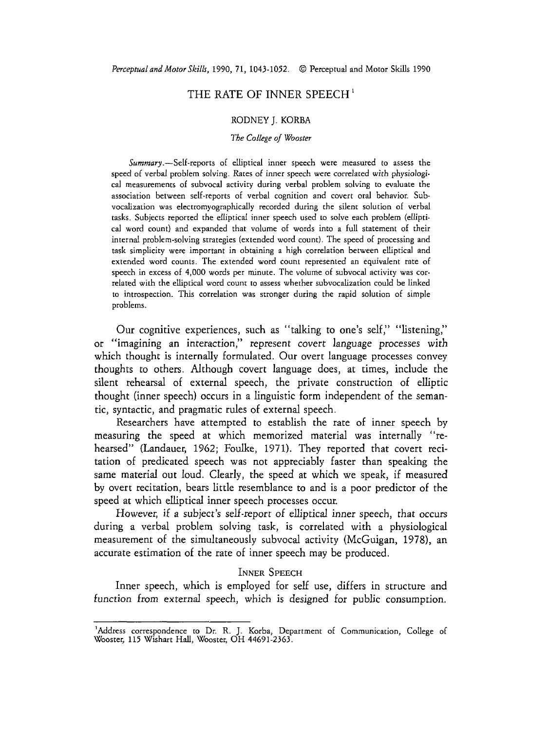# THE RATE OF INNER SPEECH[1]

RODNEY J. KORBA

*The College of Wooster*

*Summary.*—Self-reports of elliptical inner speech were measured to assess the speed of verbal problem solving. Rates of inner speech were correlated with physiological measurements of subvocal activity during verbal problem solving to evaluate the association between self-reports of verbal cognition and covert oral behavior. Subvocalization was electromyographically recorded during the silent solution of verbal tasks. Subjects reported the elliptical inner speech used to solve each problem (elliptical word count) and expanded that volume of words into a full statement of their internal problem-solving strategies (extended word count). The speed of processing and task simplicity were important in obtaining a high correlation between elliptical and extended word counts. The extended word count represented an equivalent rate of speech in excess of 4,000 words per minute. The volume of subvocal activity was correlated with the elliptical word count to assess whether subvocalization could be linked to introspection. This correlation was stronger during the rapid solution of simple problems.

Our cognitive experiences, such as "talking to one's self," "listening," or "imagining an interaction," represent covert language processes with which thought is internally formulated. Our overt language processes convey thoughts to others. Although covert language does, at times, include the silent rehearsal of external speech, the private construction of elliptic thought (inner speech) occurs in a linguistic form independent of the semantic, syntactic, and pragmatic rules of external speech.

Researchers have attempted to establish the rate of inner speech by measuring the speed at which memorized material was internally "rehearsed" (Landauer, 1962; Foulke, 1971). They reported that covert recitation of predicated speech was not appreciably faster than speaking the same material out loud. Clearly, the speed at which we speak, if measured by overt recitation, bears little resemblance to and is a poor predictor of the speed at which elliptical inner speech processes occur.

However, if a subject's self-report of elliptical inner speech, that occurs during a verbal problem solving task, is correlated with a physiological measurement of the simultaneously subvocal activity (McGuigan, 1978), an accurate estimation of the rate of inner speech may be produced.

## INNER SPEECH

Inner speech, which is employed for self use, differs in structure and function from external speech, which is designed for public consumption.

[1]Address correspondence to Dr. R. J. Korba, Department of Communication, College of Wooster, 115 Wishart Hall, Wooster, OH 44691-2363.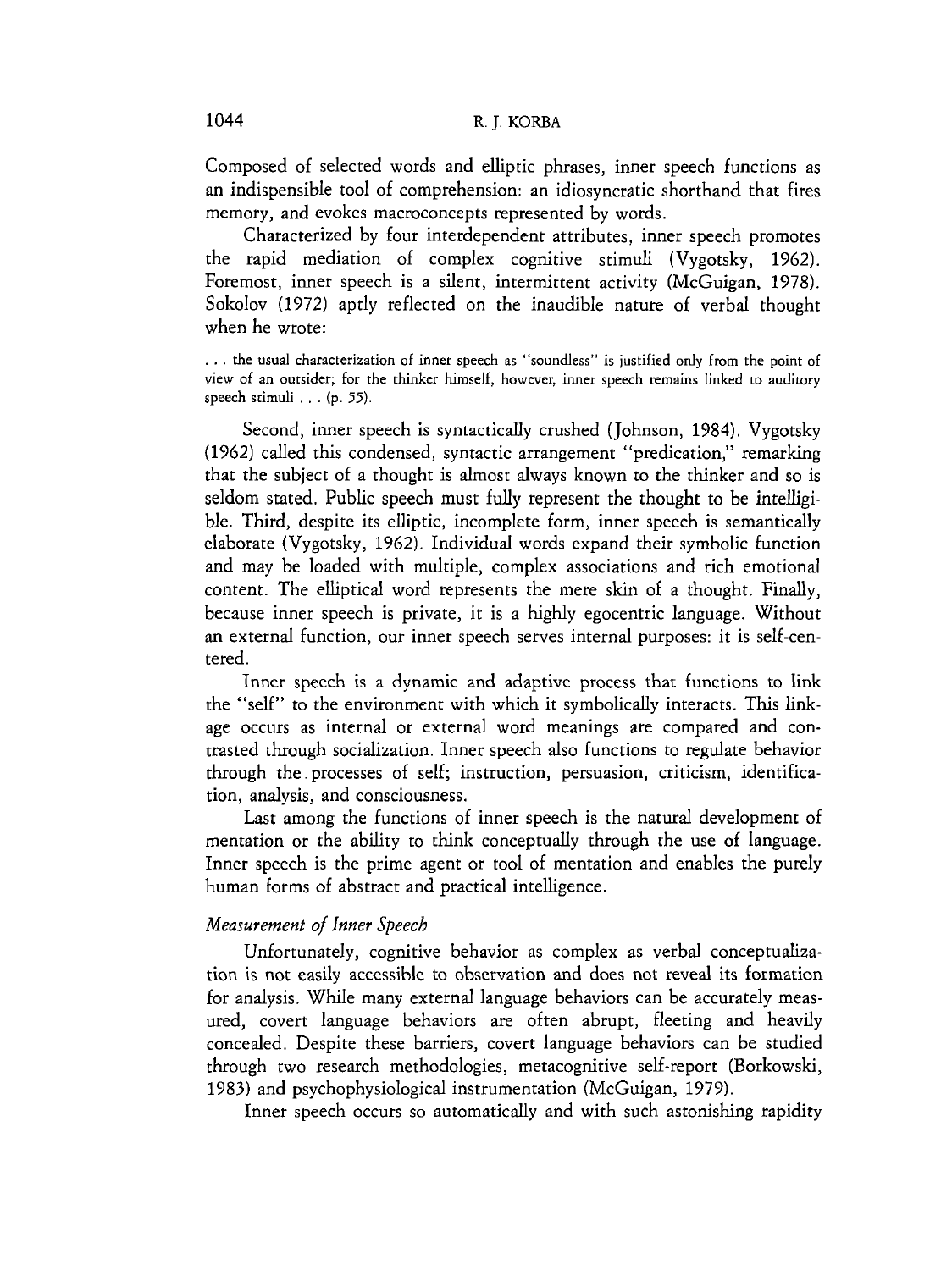Composed of selected words and elliptic phrases, inner speech functions as an indispensible tool of comprehension: an idiosyncratic shorthand that fires memory, and evokes macroconcepts represented by words.

Characterized by four interdependent attributes, inner speech promotes the rapid mediation of complex cognitive stimuli (Vygotsky, 1962). Foremost, inner speech is a silent, intermittent activity (McGuigan, 1978). Sokolov (1972) aptly reflected on the inaudible nature of verbal thought when he wrote:

> . . . the usual characterization of inner speech as "soundless" is justified only from the point of view of an outsider; for the thinker himself, however, inner speech remains linked to auditory speech stimuli . . . (p. 55).

Second, inner speech is syntactically crushed (Johnson, 1984). Vygotsky (1962) called this condensed, syntactic arrangement "predication," remarking that the subject of a thought is almost always known to the thinker and so is seldom stated. Public speech must fully represent the thought to be intelligible. Third, despite its elliptic, incomplete form, inner speech is semantically elaborate (Vygotsky, 1962). Individual words expand their symbolic function and may be loaded with multiple, complex associations and rich emotional content. The elliptical word represents the mere skin of a thought. Finally, because inner speech is private, it is a highly egocentric language. Without an external function, our inner speech serves internal purposes: it is self-centered.

Inner speech is a dynamic and adaptive process that functions to link the "self" to the environment with which it symbolically interacts. This linkage occurs as internal or external word meanings are compared and contrasted through socialization. Inner speech also functions to regulate behavior through the processes of self; instruction, persuasion, criticism, identification, analysis, and consciousness.

Last among the functions of inner speech is the natural development of mentation or the ability to think conceptually through the use of language. Inner speech is the prime agent or tool of mentation and enables the purely human forms of abstract and practical intelligence.

### *Measurement of Inner Speech*

Unfortunately, cognitive behavior as complex as verbal conceptualization is not easily accessible to observation and does not reveal its formation for analysis. While many external language behaviors can be accurately measured, covert language behaviors are often abrupt, fleeting and heavily concealed. Despite these barriers, covert language behaviors can be studied through two research methodologies, metacognitive self-report (Borkowski, 1983) and psychophysiological instrumentation (McGuigan, 1979).

Inner speech occurs so automatically and with such astonishing rapidity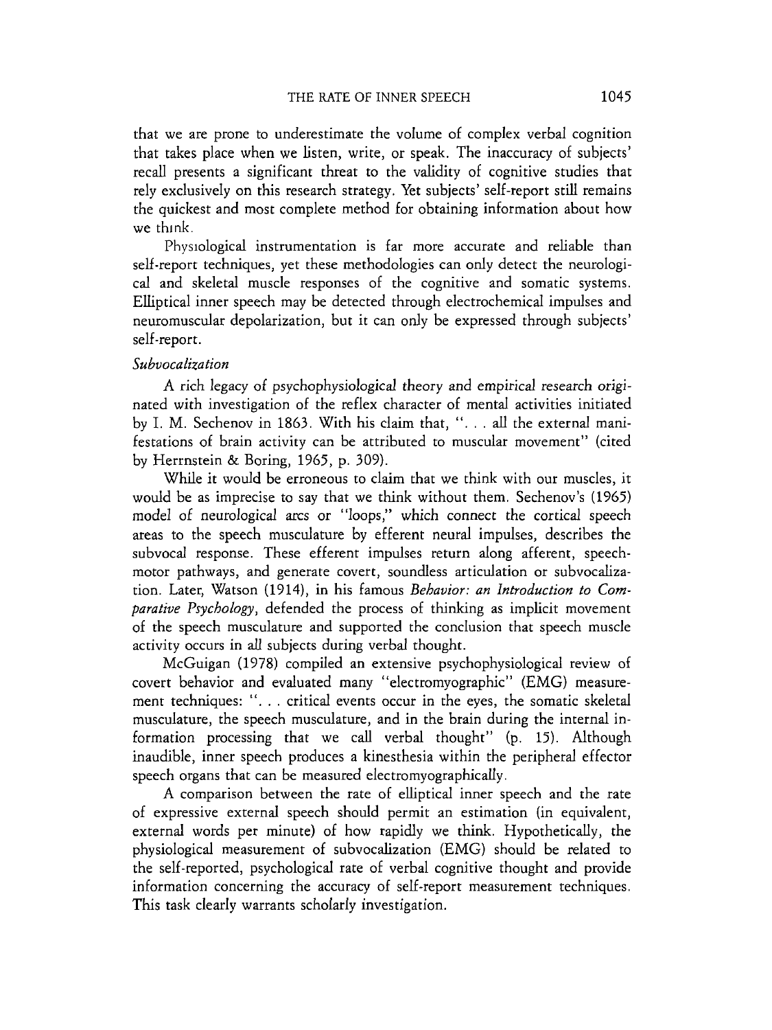that we are prone to underestimate the volume of complex verbal cognition that takes place when we listen, write, or speak. The inaccuracy of subjects' recall presents a significant threat to the validity of cognitive studies that rely exclusively on this research strategy. Yet subjects' self-report still remains the quickest and most complete method for obtaining information about how we think.

Physiological instrumentation is far more accurate and reliable than self-report techniques, yet these methodologies can only detect the neurological and skeletal muscle responses of the cognitive and somatic systems. Elliptical inner speech may be detected through electrochemical impulses and neuromuscular depolarization, but it can only be expressed through subjects' self-report.

### *Subvocalization*

A rich legacy of psychophysiological theory and empirical research originated with investigation of the reflex character of mental activities initiated by I. M. Sechenov in 1863. With his claim that, ". . . all the external manifestations of brain activity can be attributed to muscular movement" (cited by Herrnstein & Boring, 1965, p. 309).

While it would be erroneous to claim that we think with our muscles, it would be as imprecise to say that we think without them. Sechenov's (1965) model of neurological arcs or "loops," which connect the cortical speech areas to the speech musculature by efferent neural impulses, describes the subvocal response. These efferent impulses return along afferent, speech-motor pathways, and generate covert, soundless articulation or subvocalization. Later, Watson (1914), in his famous *Behavior: an Introduction to Comparative Psychology*, defended the process of thinking as implicit movement of the speech musculature and supported the conclusion that speech muscle activity occurs in all subjects during verbal thought.

McGuigan (1978) compiled an extensive psychophysiological review of covert behavior and evaluated many "electromyographic" (EMG) measurement techniques: ". . . critical events occur in the eyes, the somatic skeletal musculature, the speech musculature, and in the brain during the internal information processing that we call verbal thought" (p. 15). Although inaudible, inner speech produces a kinesthesia within the peripheral effector speech organs that can be measured electromyographically.

A comparison between the rate of elliptical inner speech and the rate of expressive external speech should permit an estimation (in equivalent, external words per minute) of how rapidly we think. Hypothetically, the physiological measurement of subvocalization (EMG) should be related to the self-reported, psychological rate of verbal cognitive thought and provide information concerning the accuracy of self-report measurement techniques. This task clearly warrants scholarly investigation.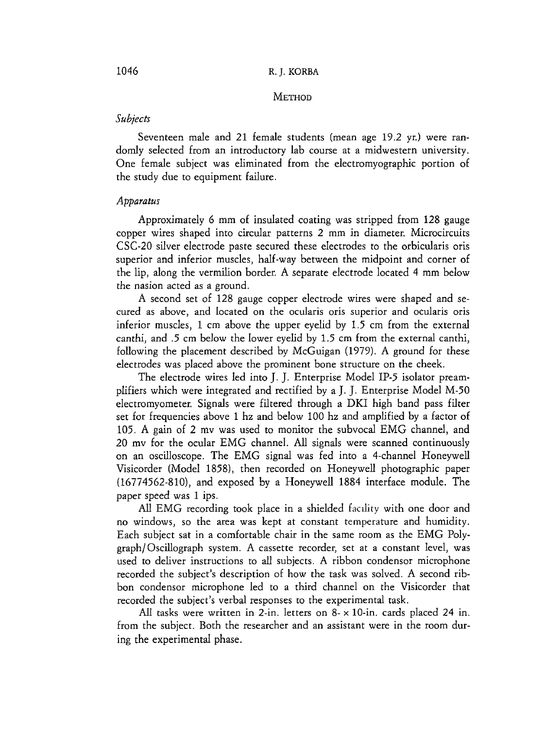## METHOD

### *Subjects*

Seventeen male and 21 female students (mean age 19.2 yr.) were randomly selected from an introductory lab course at a midwestern university. One female subject was eliminated from the electromyographic portion of the study due to equipment failure.

### *Apparatus*

Approximately 6 mm of insulated coating was stripped from 128 gauge copper wires shaped into circular patterns 2 mm in diameter. Microcircuits CSC-20 silver electrode paste secured these electrodes to the orbicularis oris superior and inferior muscles, half-way between the midpoint and corner of the lip, along the vermilion border. A separate electrode located 4 mm below the nasion acted as a ground.

A second set of 128 gauge copper electrode wires were shaped and secured as above, and located on the ocularis oris superior and ocularis oris inferior muscles, 1 cm above the upper eyelid by 1.5 cm from the external canthi, and .5 cm below the lower eyelid by 1.5 cm from the external canthi, following the placement described by McGuigan (1979). A ground for these electrodes was placed above the prominent bone structure on the cheek.

The electrode wires led into J. J. Enterprise Model IP-5 isolator preamplifiers which were integrated and rectified by a J. J. Enterprise Model M-50 electromyometer. Signals were filtered through a DKI high band pass filter set for frequencies above 1 hz and below 100 hz and amplified by a factor of 105. A gain of 2 mv was used to monitor the subvocal EMG channel, and 20 mv for the ocular EMG channel. All signals were scanned continuously on an oscilloscope. The EMG signal was fed into a 4-channel Honeywell Visicorder (Model 1858), then recorded on Honeywell photographic paper (16774562-810), and exposed by a Honeywell 1884 interface module. The paper speed was 1 ips.

All EMG recording took place in a shielded facility with one door and no windows, so the area was kept at constant temperature and humidity. Each subject sat in a comfortable chair in the same room as the EMG Polygraph/Oscillograph system. A cassette recorder, set at a constant level, was used to deliver instructions to all subjects. A ribbon condensor microphone recorded the subject's description of how the task was solved. A second ribbon condensor microphone led to a third channel on the Visicorder that recorded the subject's verbal responses to the experimental task.

All tasks were written in 2-in. letters on 8- × 10-in. cards placed 24 in. from the subject. Both the researcher and an assistant were in the room during the experimental phase.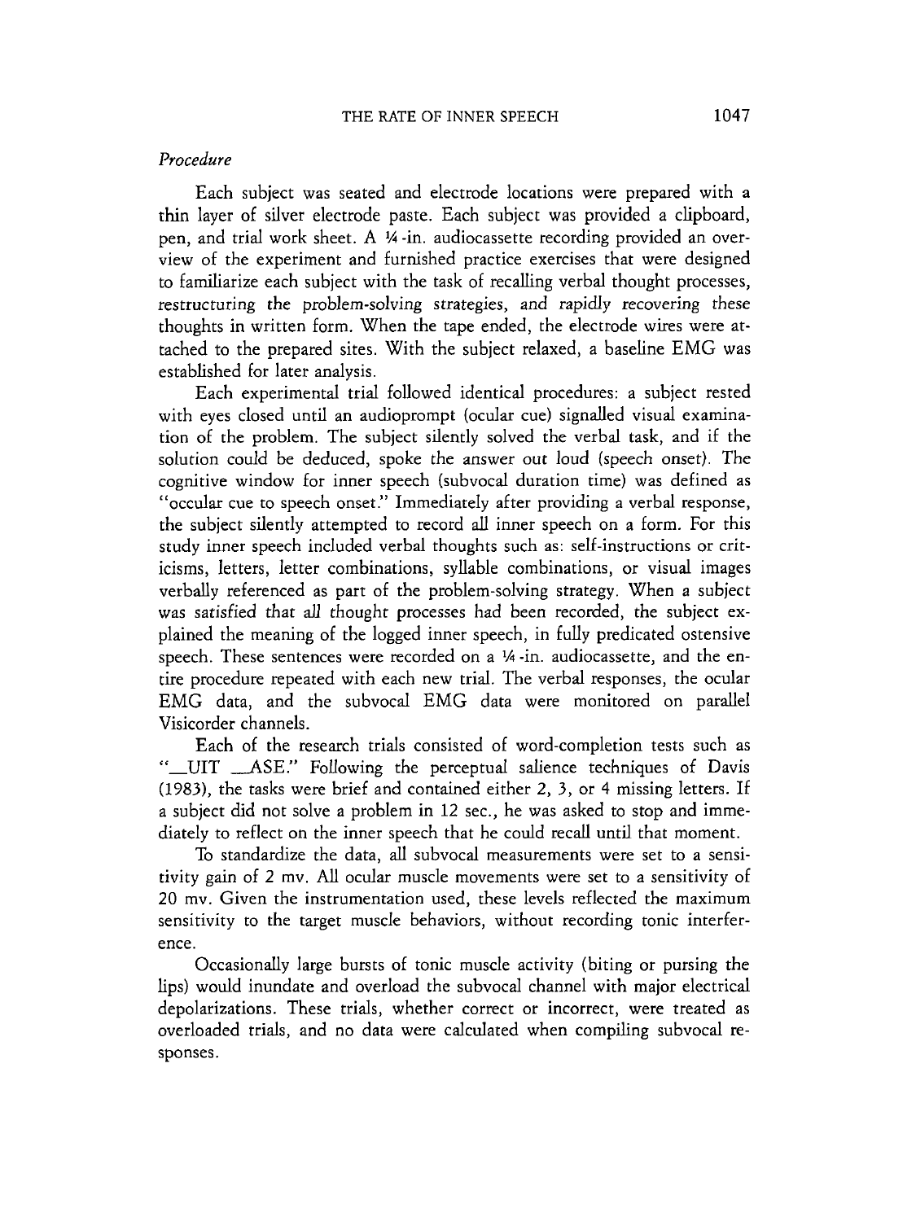*Procedure*

Each subject was seated and electrode locations were prepared with a thin layer of silver electrode paste. Each subject was provided a clipboard, pen, and trial work sheet. A ¼-in. audiocassette recording provided an overview of the experiment and furnished practice exercises that were designed to familiarize each subject with the task of recalling verbal thought processes, restructuring the problem-solving strategies, and rapidly recovering these thoughts in written form. When the tape ended, the electrode wires were attached to the prepared sites. With the subject relaxed, a baseline EMG was established for later analysis.

Each experimental trial followed identical procedures: a subject rested with eyes closed until an audioprompt (ocular cue) signalled visual examination of the problem. The subject silently solved the verbal task, and if the solution could be deduced, spoke the answer out loud (speech onset). The cognitive window for inner speech (subvocal duration time) was defined as "occular cue to speech onset." Immediately after providing a verbal response, the subject silently attempted to record *all* inner speech on a form. For this study inner speech included verbal thoughts such as: self-instructions or criticisms, letters, letter combinations, syllable combinations, or visual images verbally referenced as part of the problem-solving strategy. When a subject was satisfied that *all* thought processes had been recorded, the subject explained the meaning of the logged inner speech, in fully predicated ostensive speech. These sentences were recorded on a ¼-in. audiocassette, and the entire procedure repeated with each new trial. The verbal responses, the ocular EMG data, and the subvocal EMG data were monitored on parallel Visicorder channels.

Each of the research trials consisted of word-completion tests such as "_UIT _ASE." Following the perceptual salience techniques of Davis (1983), the tasks were brief and contained either 2, 3, or 4 missing letters. If a subject did not solve a problem in 12 sec., he was asked to stop and immediately to reflect on the inner speech that he could recall until that moment.

To standardize the data, all subvocal measurements were set to a sensitivity gain of 2 mv. All ocular muscle movements were set to a sensitivity of 20 mv. Given the instrumentation used, these levels reflected the maximum sensitivity to the target muscle behaviors, without recording tonic interference.

Occasionally large bursts of tonic muscle activity (biting or pursing the lips) would inundate and overload the subvocal channel with major electrical depolarizations. These trials, whether correct or incorrect, were treated as overloaded trials, and no data were calculated when compiling subvocal responses.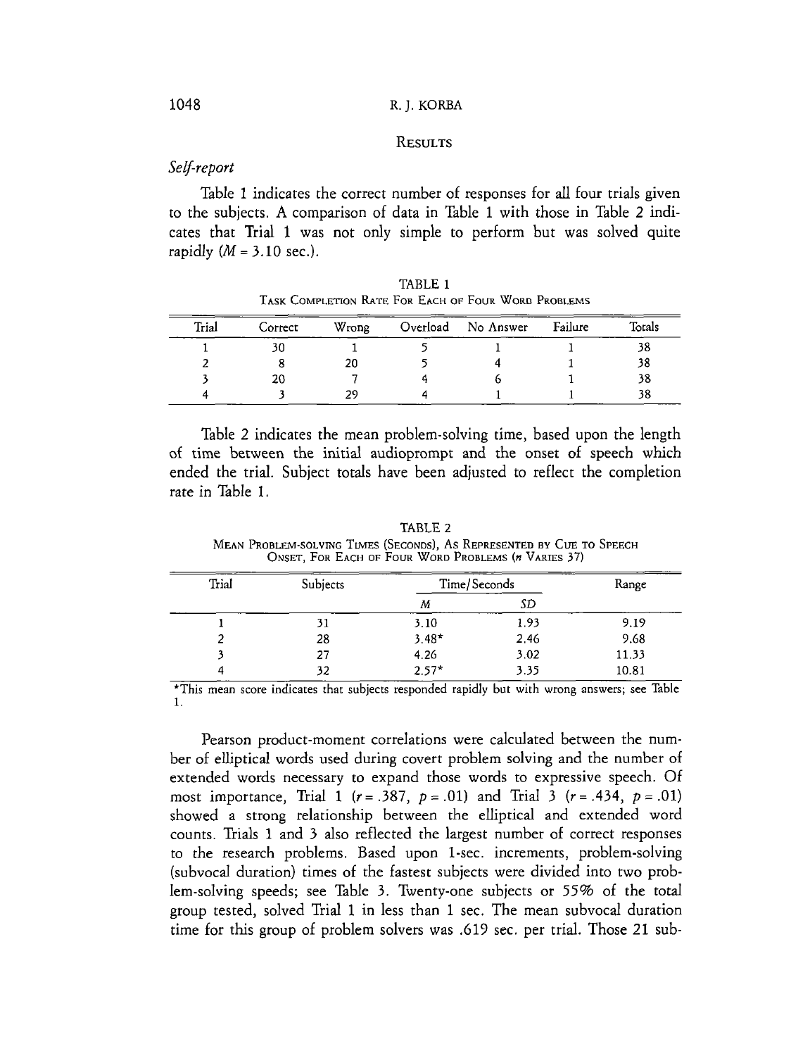## Results

### *Self-report*

Table 1 indicates the correct number of responses for all four trials given to the subjects. A comparison of data in Table 1 with those in Table 2 indicates that Trial 1 was not only simple to perform but was solved quite rapidly ($M = 3.10$ sec.).

TABLE 1
TASK COMPLETION RATE FOR EACH OF FOUR WORD PROBLEMS

| Trial | Correct | Wrong | Overload | No Answer | Failure | Totals |
|---|---|---|---|---|---|---|
| 1 | 30 | 1 | 5 | 1 | 1 | 38 |
| 2 | 8 | 20 | 5 | 4 | 1 | 38 |
| 3 | 20 | 7 | 4 | 6 | 1 | 38 |
| 4 | 3 | 29 | 4 | 1 | 1 | 38 |

Table 2 indicates the mean problem-solving time, based upon the length of time between the initial audioprompt and the onset of speech which ended the trial. Subject totals have been adjusted to reflect the completion rate in Table 1.

TABLE 2
MEAN PROBLEM-SOLVING TIMES (SECONDS), AS REPRESENTED BY CUE TO SPEECH ONSET, FOR EACH OF FOUR WORD PROBLEMS (*n* VARIES 37)

| Trial | Subjects | Time/Seconds | | Range |
|---|---|---|---|---|
| | | *M* | *SD* | |
| 1 | 31 | 3.10 | 1.93 | 9.19 |
| 2 | 28 | 3.48* | 2.46 | 9.68 |
| 3 | 27 | 4.26 | 3.02 | 11.33 |
| 4 | 32 | 2.57* | 3.35 | 10.81 |

*This mean score indicates that subjects responded rapidly but with wrong answers; see Table 1.

Pearson product-moment correlations were calculated between the number of elliptical words used during covert problem solving and the number of extended words necessary to expand those words to expressive speech. Of most importance, Trial 1 ($r = .387$, $p = .01$) and Trial 3 ($r = .434$, $p = .01$) showed a strong relationship between the elliptical and extended word counts. Trials 1 and 3 also reflected the largest number of correct responses to the research problems. Based upon 1-sec. increments, problem-solving (subvocal duration) times of the fastest subjects were divided into two problem-solving speeds; see Table 3. Twenty-one subjects or 55% of the total group tested, solved Trial 1 in less than 1 sec. The mean subvocal duration time for this group of problem solvers was .619 sec. per trial. Those 21 sub-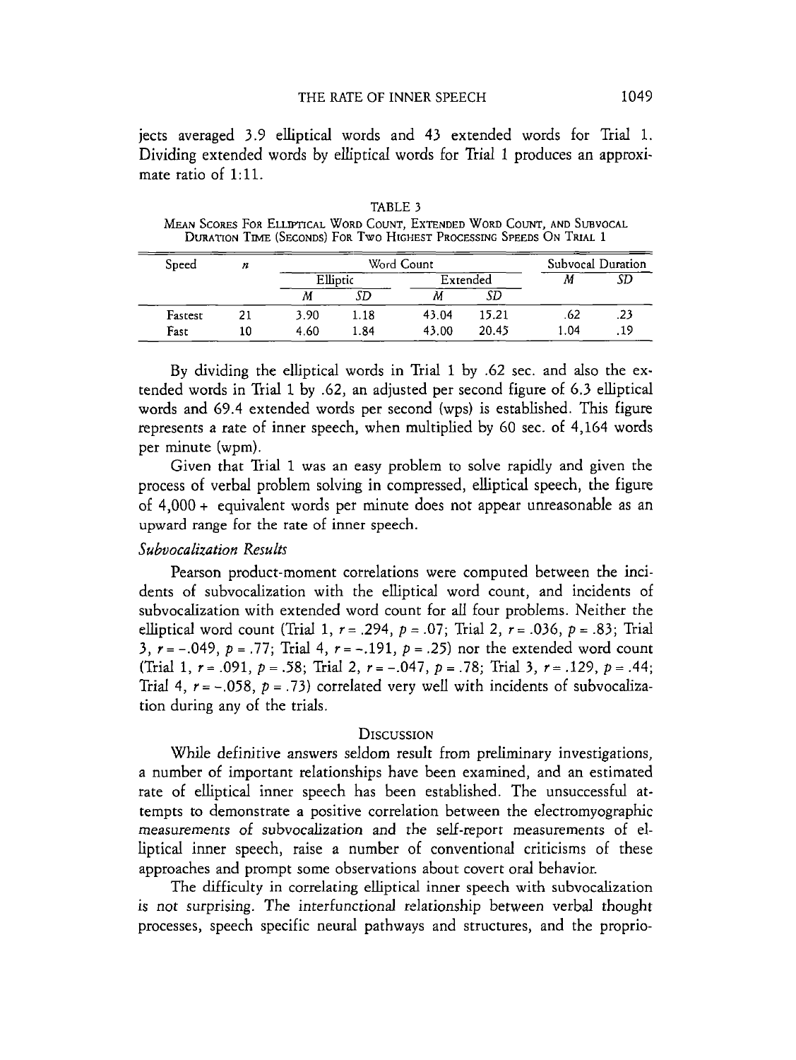jects averaged 3.9 elliptical words and 43 extended words for Trial 1. Dividing extended words by elliptical words for Trial 1 produces an approximate ratio of 1:11.

TABLE 3

Mean Scores For Elliptical Word Count, Extended Word Count, and Subvocal Duration Time (Seconds) For Two Highest Processing Speeds On Trial 1

| Speed | $n$ | Word Count | | | | Subvocal Duration | |
|---|---|---|---|---|---|---|---|
| | | Elliptic | | Extended | | | |
| | | $M$ | $SD$ | $M$ | $SD$ | $M$ | $SD$ |
| Fastest | 21 | 3.90 | 1.18 | 43.04 | 15.21 | .62 | .23 |
| Fast | 10 | 4.60 | 1.84 | 43.00 | 20.45 | 1.04 | .19 |

By dividing the elliptical words in Trial 1 by .62 sec. and also the extended words in Trial 1 by .62, an adjusted per second figure of 6.3 elliptical words and 69.4 extended words per second (wps) is established. This figure represents a rate of inner speech, when multiplied by 60 sec. of 4,164 words per minute (wpm).

Given that Trial 1 was an easy problem to solve rapidly and given the process of verbal problem solving in compressed, elliptical speech, the figure of 4,000 + equivalent words per minute does not appear unreasonable as an upward range for the rate of inner speech.

### *Subvocalization Results*

Pearson product-moment correlations were computed between the incidents of subvocalization with the elliptical word count, and incidents of subvocalization with extended word count for all four problems. Neither the elliptical word count (Trial 1, $r = .294$, $p = .07$; Trial 2, $r = .036$, $p = .83$; Trial 3, $r = -.049$, $p = .77$; Trial 4, $r = -.191$, $p = .25$) nor the extended word count (Trial 1, $r = .091$, $p = .58$; Trial 2, $r = -.047$, $p = .78$; Trial 3, $r = .129$, $p = .44$; Trial 4, $r = -.058$, $p = .73$) correlated very well with incidents of subvocalization during any of the trials.

## Discussion

While definitive answers seldom result from preliminary investigations, a number of important relationships have been examined, and an estimated rate of elliptical inner speech has been established. The unsuccessful attempts to demonstrate a positive correlation between the electromyographic measurements of subvocalization and the self-report measurements of elliptical inner speech, raise a number of conventional criticisms of these approaches and prompt some observations about covert oral behavior.

The difficulty in correlating elliptical inner speech with subvocalization is not surprising. The interfunctional relationship between verbal thought processes, speech specific neural pathways and structures, and the proprio-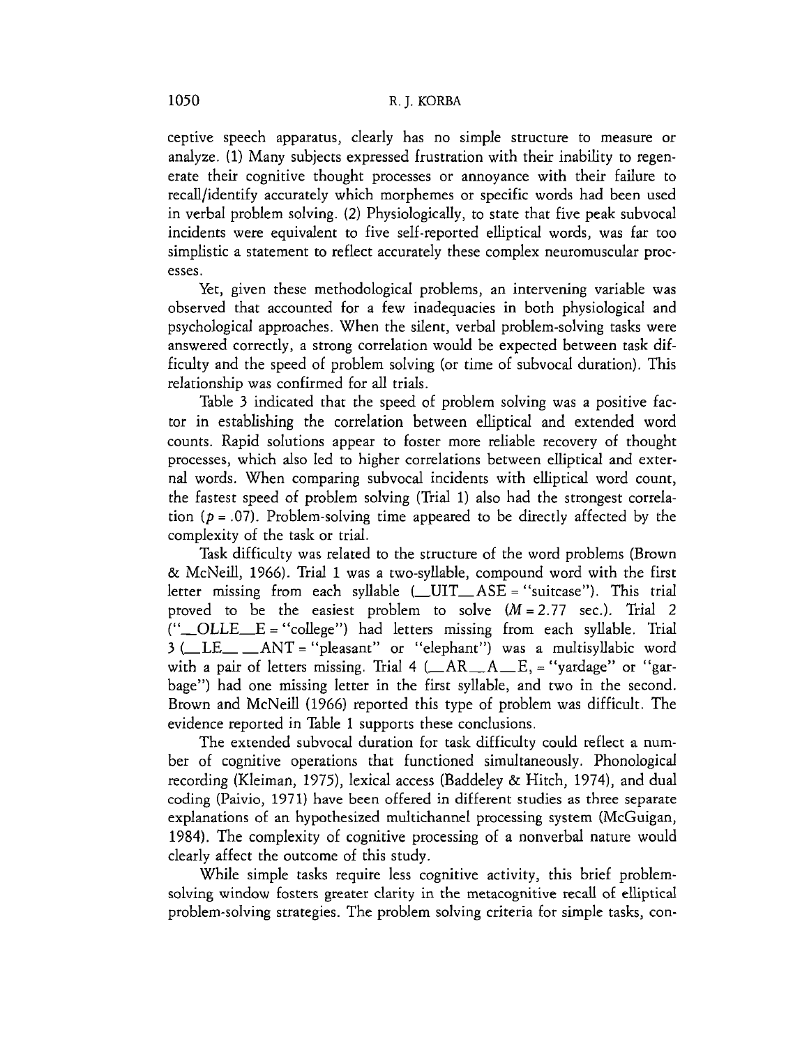ceptive speech apparatus, clearly has no simple structure to measure or analyze. (1) Many subjects expressed frustration with their inability to regenerate their cognitive thought processes or annoyance with their failure to recall/identify accurately which morphemes or specific words had been used in verbal problem solving. (2) Physiologically, to state that five peak subvocal incidents were equivalent to five self-reported elliptical words, was far too simplistic a statement to reflect accurately these complex neuromuscular processes.

Yet, given these methodological problems, an intervening variable was observed that accounted for a few inadequacies in both physiological and psychological approaches. When the silent, verbal problem-solving tasks were answered correctly, a strong correlation would be expected between task difficulty and the speed of problem solving (or time of subvocal duration). This relationship was confirmed for all trials.

Table 3 indicated that the speed of problem solving was a positive factor in establishing the correlation between elliptical and extended word counts. Rapid solutions appear to foster more reliable recovery of thought processes, which also led to higher correlations between elliptical and external words. When comparing subvocal incidents with elliptical word count, the fastest speed of problem solving (Trial 1) also had the strongest correlation ($p = .07$). Problem-solving time appeared to be directly affected by the complexity of the task or trial.

Task difficulty was related to the structure of the word problems (Brown & McNeill, 1966). Trial 1 was a two-syllable, compound word with the first letter missing from each syllable (__UIT__ASE = "suitcase"). This trial proved to be the easiest problem to solve ($M = 2.77$ sec.). Trial 2 ("__OLLE__E = "college") had letters missing from each syllable. Trial 3 (__LE__ __ANT = "pleasant" or "elephant") was a multisyllabic word with a pair of letters missing. Trial 4 (__AR__A__E, = "yardage" or "garbage") had one missing letter in the first syllable, and two in the second. Brown and McNeill (1966) reported this type of problem was difficult. The evidence reported in Table 1 supports these conclusions.

The extended subvocal duration for task difficulty could reflect a number of cognitive operations that functioned simultaneously. Phonological recording (Kleiman, 1975), lexical access (Baddeley & Hitch, 1974), and dual coding (Paivio, 1971) have been offered in different studies as three separate explanations of an hypothesized multichannel processing system (McGuigan, 1984). The complexity of cognitive processing of a nonverbal nature would clearly affect the outcome of this study.

While simple tasks require less cognitive activity, this brief problem-solving window fosters greater clarity in the metacognitive recall of elliptical problem-solving strategies. The problem solving criteria for simple tasks, con-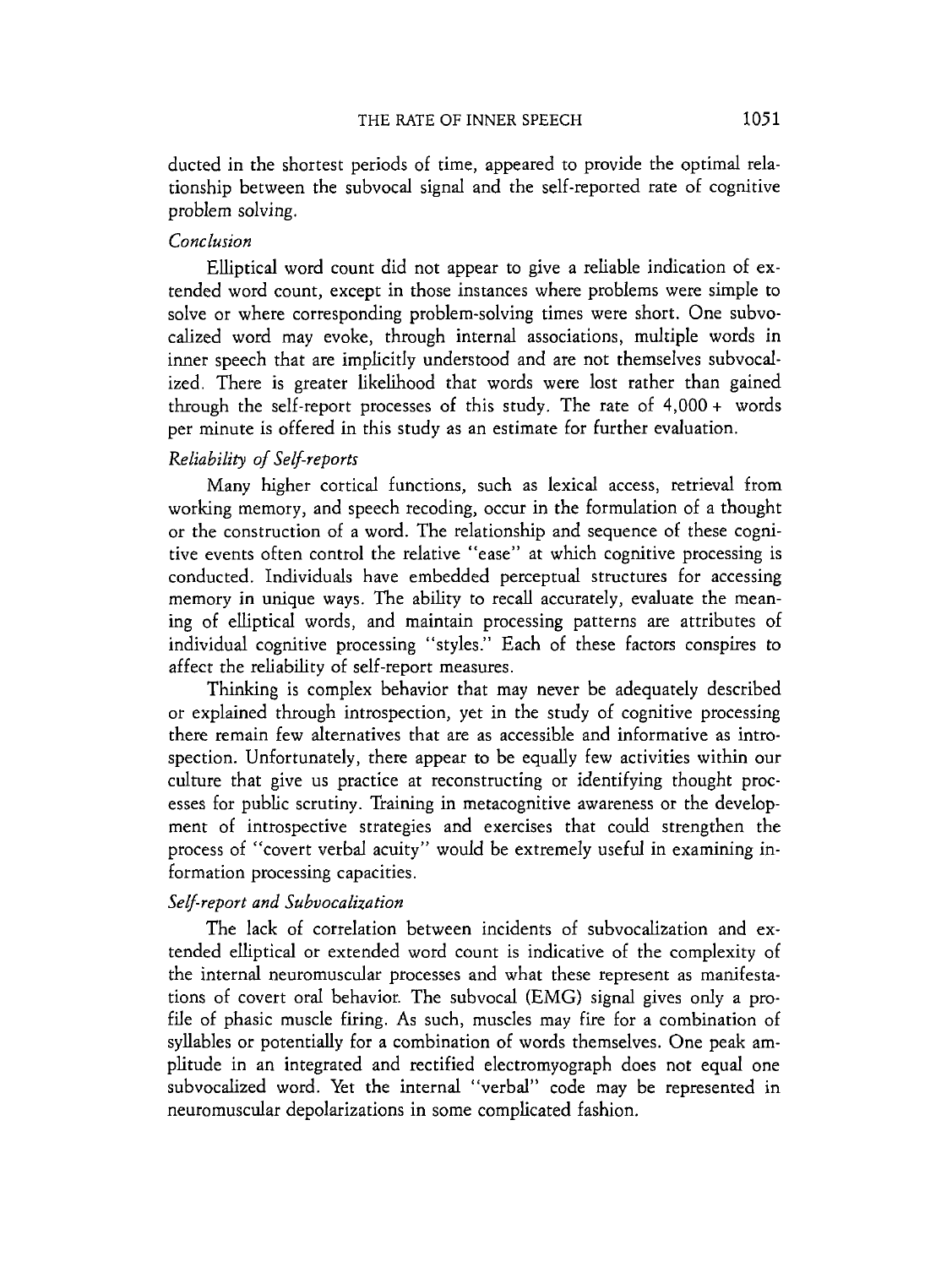ducted in the shortest periods of time, appeared to provide the optimal relationship between the subvocal signal and the self-reported rate of cognitive problem solving.

### *Conclusion*

Elliptical word count did not appear to give a reliable indication of extended word count, except in those instances where problems were simple to solve or where corresponding problem-solving times were short. One subvocalized word may evoke, through internal associations, multiple words in inner speech that are implicitly understood and are not themselves subvocalized. There is greater likelihood that words were lost rather than gained through the self-report processes of this study. The rate of 4,000 + words per minute is offered in this study as an estimate for further evaluation.

### *Reliability of Self-reports*

Many higher cortical functions, such as lexical access, retrieval from working memory, and speech recoding, occur in the formulation of a thought or the construction of a word. The relationship and sequence of these cognitive events often control the relative "ease" at which cognitive processing is conducted. Individuals have embedded perceptual structures for accessing memory in unique ways. The ability to recall accurately, evaluate the meaning of elliptical words, and maintain processing patterns are attributes of individual cognitive processing "styles." Each of these factors conspires to affect the reliability of self-report measures.

Thinking is complex behavior that may never be adequately described or explained through introspection, yet in the study of cognitive processing there remain few alternatives that are as accessible and informative as introspection. Unfortunately, there appear to be equally few activities within our culture that give us practice at reconstructing or identifying thought processes for public scrutiny. Training in metacognitive awareness or the development of introspective strategies and exercises that could strengthen the process of "covert verbal acuity" would be extremely useful in examining information processing capacities.

### *Self-report and Subvocalization*

The lack of correlation between incidents of subvocalization and extended elliptical or extended word count is indicative of the complexity of the internal neuromuscular processes and what these represent as manifestations of covert oral behavior. The subvocal (EMG) signal gives only a profile of phasic muscle firing. As such, muscles may fire for a combination of syllables or potentially for a combination of words themselves. One peak amplitude in an integrated and rectified electromyograph does not equal one subvocalized word. Yet the internal "verbal" code may be represented in neuromuscular depolarizations in some complicated fashion.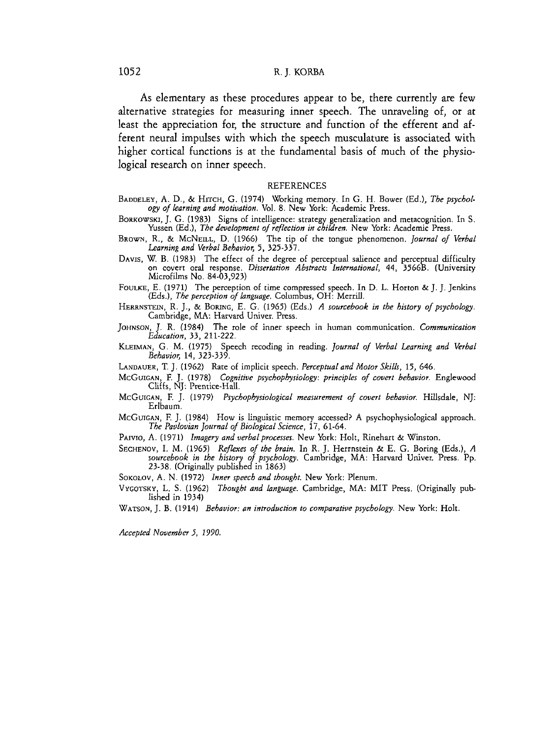As elementary as these procedures appear to be, there currently are few alternative strategies for measuring inner speech. The unraveling of, or at least the appreciation for, the structure and function of the efferent and afferent neural impulses with which the speech musculature is associated with higher cortical functions is at the fundamental basis of much of the physiological research on inner speech.

## REFERENCES

Baddeley, A. D., & Hitch, G. (1974) Working memory. In G. H. Bower (Ed.), *The psychology of learning and motivation.* Vol. 8. New York: Academic Press.

Borkowski, J. G. (1983) Signs of intelligence: strategy generalization and metacognition. In S. Yussen (Ed.), *The development of reflection in children.* New York: Academic Press.

Brown, R., & McNeill, D. (1966) The tip of the tongue phenomenon. *Journal of Verbal Learning and Verbal Behavior,* 5, 325-337.

Davis, W. B. (1983) The effect of the degree of perceptual salience and perceptual difficulty on covert oral response. *Dissertation Abstracts International,* 44, 3566B. (University Microfilms No. 84-03,923)

Foulke, E. (1971) The perception of time compressed speech. In D. L. Horton & J. J. Jenkins (Eds.), *The perception of language.* Columbus, OH: Merrill.

Herrnstein, R. J., & Boring, E. G. (1965) (Eds.) *A sourcebook in the history of psychology.* Cambridge, MA: Harvard Univer. Press.

Johnson, J. R. (1984) The role of inner speech in human communication. *Communication Education,* 33, 211-222.

Kleiman, G. M. (1975) Speech recoding in reading. *Journal of Verbal Learning and Verbal Behavior,* 14, 323-339.

Landauer, T. J. (1962) Rate of implicit speech. *Perceptual and Motor Skills,* 15, 646.

McGuigan, F. J. (1978) *Cognitive psychophysiology: principles of covert behavior.* Englewood Cliffs, NJ: Prentice-Hall.

McGuigan, F. J. (1979) *Psychophysiological measurement of covert behavior.* Hillsdale, NJ: Erlbaum.

McGuigan, F. J. (1984) How is linguistic memory accessed? A psychophysiological approach. *The Pavlovian Journal of Biological Science,* 17, 61-64.

Paivio, A. (1971) *Imagery and verbal processes.* New York: Holt, Rinehart & Winston.

Sechenov, I. M. (1965) *Reflexes of the brain.* In R. J. Herrnstein & E. G. Boring (Eds.), *A sourcebook in the history of psychology.* Cambridge, MA: Harvard Univer. Press. Pp. 23-38. (Originally published in 1863)

Sokolov, A. N. (1972) *Inner speech and thought.* New York: Plenum.

Vygotsky, L. S. (1962) *Thought and language.* Cambridge, MA: MIT Press. (Originally published in 1934)

Watson, J. B. (1914) *Behavior: an introduction to comparative psychology.* New York: Holt.

*Accepted November 5, 1990.*